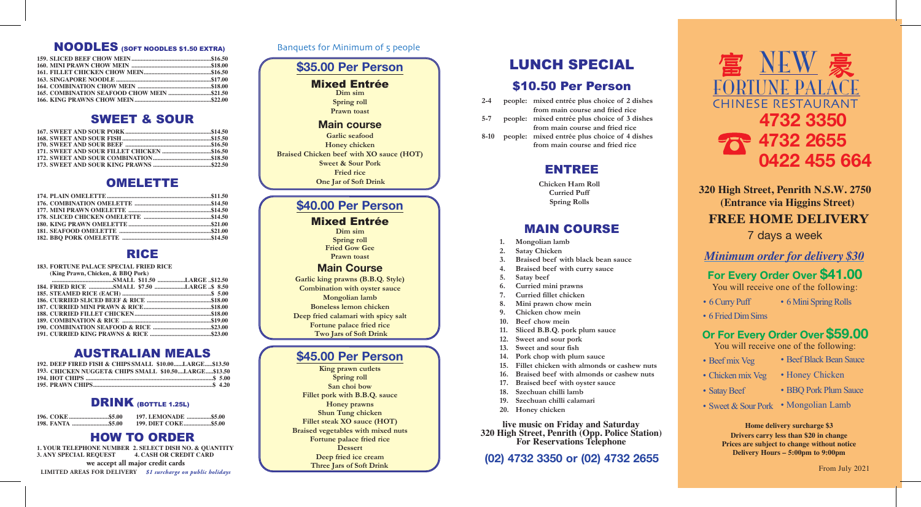## NOODLES (SOFT NOODLES $1.50 EXTRA)

| Item | Price |
|---|---|
| 159. SLICED BEEF CHOW MEIN | $16.50 |
| 160. MINI PRAWN CHOW MEIN | $18.00 |
| 161. FILLET CHICKEN CHOW MEIN | $16.50 |
| 163. SINGAPORE NOODLE | $17.00 |
| 164. COMBINATION CHOW MEIN | $18.00 |
| 165. COMBINATION SEAFOOD CHOW MEIN | $21.50 |
| 166. KING PRAWNS CHOW MEIN | $22.00 |

## SWEET & SOUR

| Item | Price |
|---|---|
| 167. SWEET AND SOUR PORK | $14.50 |
| 168. SWEET AND SOUR FISH | $15.50 |
| 170. SWEET AND SOUR BEEF | $16.50 |
| 171. SWEET AND SOUR FILLET CHICKEN | $16.50 |
| 172. SWEET AND SOUR COMBINATION | $18.50 |
| 173. SWEET AND SOUR KING PRAWNS | $22.50 |

## OMELETTE

| Item | Price |
|---|---|
| 174. PLAIN OMELETTE | $11.50 |
| 176. COMBINATION OMELETTE | $14.50 |
| 177. MINI PRAWN OMELETTE | $14.50 |
| 178. SLICED CHICKEN OMELETTE | $14.50 |
| 180. KING PRAWN OMELETTE | $21.00 |
| 181. SEAFOOD OMELETTE | $21.00 |
| 182. BBQ PORK OMELETTE | $14.50 |

## RICE

183. FORTUNE PALACE SPECIAL FRIED RICE (King Prawn, Chicken, & BBQ Pork) SMALL $11.50 LARGE $12.50
184. FRIED RICE SMALL $7.50 LARGE $ 8.50

| Item | Price |
|---|---|
| 185. STEAMED RICE (EACH) | $ 5.00 |
| 186. CURRIED SLICED BEEF & RICE | $18.00 |
| 187. CURRIED MINI PRAWN & RICE | $18.00 |
| 188. CURRIED FILLET CHICKEN | $18.00 |
| 189. COMBINATION & RICE | $19.00 |
| 190. COMBINATION SEAFOOD & RICE | $23.00 |
| 191. CURRIED KING PRAWNS & RICE | $23.00 |

## AUSTRALIAN MEALS

192. DEEP FIRED FISH & CHIPS SMALL $10.00 LARGE $13.50
193. CHICKEN NUGGET& CHIPS SMALL $10.50 LARGE $13.50
194. HOT CHIPS $ 5.00
195. PRAWN CHIPS $ 4.20

## DRINK (BOTTLE 1.25L)

196. COKE $5.00
197. LEMONADE $5.00
198. FANTA $5.00
199. DIET COKE $5.00

## HOW TO ORDER

1. YOUR TELEPHONE NUMBER 2. SELECT DISH NO. & QUANTITY
3. ANY SPECIAL REQUEST 4. CASH OR CREDIT CARD

**we accept all major credit cards**

LIMITED AREAS FOR DELIVERY *$1 surcharge on public holidays*

---

Banquets for Minimum of 5 people

## $35.00 Per Person

### Mixed Entrée
Dim sim
Spring roll
Prawn toast

### Main course
Garlic seafood
Honey chicken
Braised Chicken beef with XO sauce (HOT)
Sweet & Sour Pork
Fried rice
One Jar of Soft Drink

## $40.00 Per Person

### Mixed Entrée
Dim sim
Spring roll
Fried Gow Gee
Prawn toast

### Main Course
Garlic king prawns (B.B.Q. Style)
Combination with oyster sauce
Mongolian lamb
Boneless lemon chicken
Deep fried calamari with spicy salt
Fortune palace fried rice
Two Jars of Soft Drink

## $45.00 Per Person

King prawn cutlets
Spring roll
San choi bow
Fillet pork with B.B.Q. sauce
Honey prawns
Shun Tung chicken
Fillet steak XO sauce (HOT)
Braised vegetables with mixed nuts
Fortune palace fried rice
Dessert
Deep fried ice cream
Three Jars of Soft Drink

---

## LUNCH SPECIAL

## $10.50 Per Person

- 2-4 people: mixed entrée plus choice of 2 dishes from main course and fried rice
- 5-7 people: mixed entrée plus choice of 3 dishes from main course and fried rice
- 8-10 people: mixed entrée plus choice of 4 dishes from main course and fried rice

## ENTREE

Chicken Ham Roll
Curried Puff
Spring Rolls

## MAIN COURSE

1. Mongolian lamb
2. Satay Chicken
3. Braised beef with black bean sauce
4. Braised beef with curry sauce
5. Satay beef
6. Curried mini prawns
7. Curried fillet chicken
8. Mini prawn chow mein
9. Chicken chow mein
10. Beef chow mein
11. Sliced B.B.Q. pork plum sauce
12. Sweet and sour pork
13. Sweet and sour fish
14. Pork chop with plum sauce
15. Fillet chicken with almonds or cashew nuts
16. Braised beef with almonds or cashew nuts
17. Braised beef with oyster sauce
18. Szechuan chilli lamb
19. Szechuan chilli calamari
20. Honey chicken

**live music on Friday and Saturday**
**320 High Street, Penrith (Opp. Police Station)**
**For Reservations Telephone**

**(02) 4732 3350 or (02) 4732 2655**

---

# 富 NEW 豪 FORTUNE PALACE
## CHINESE RESTAURANT

**4732 3350**
**4732 2655**
**0422 455 664**

**320 High Street, Penrith N.S.W. 2750**
**(Entrance via Higgins Street)**

**FREE HOME DELIVERY**
7 days a week

***Minimum order for delivery $30***

**For Every Order Over $41.00**
You will receive one of the following:

- 6 Curry Puff
- 6 Mini Spring Rolls
- 6 Fried Dim Sims

**Or For Every Order Over $59.00**
You will receive one of the following:

- Beef mix Veg
- Beef Black Bean Sauce
- Chicken mix Veg
- Honey Chicken
- Satay Beef
- BBQ Pork Plum Sauce
- Sweet & Sour Pork
- Mongolian Lamb

**Home delivery surcharge $3**
**Drivers carry less than $20 in change**
**Prices are subject to change without notice**
**Delivery Hours – 5:00pm to 9:00pm**

From July 2021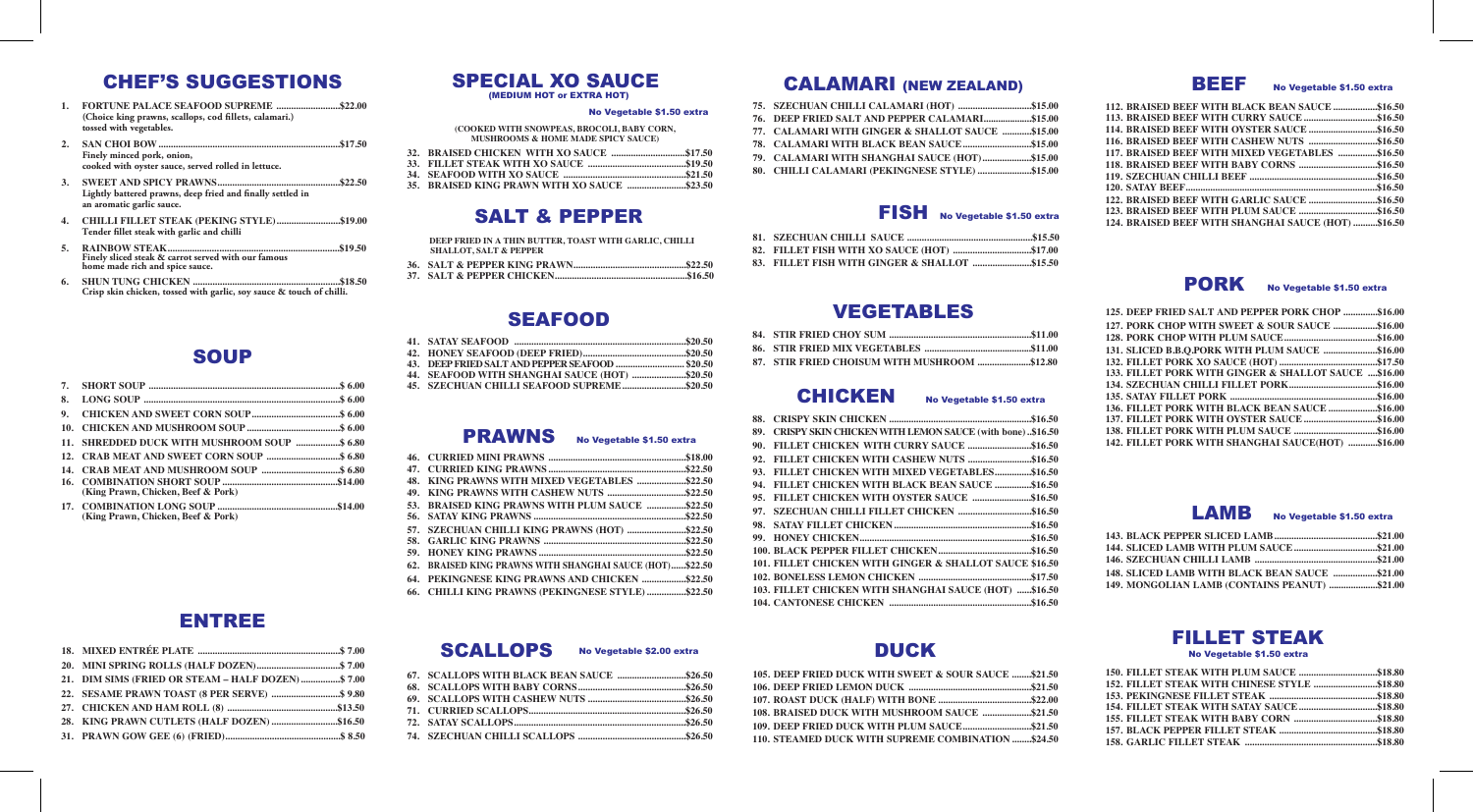## CHEF'S SUGGESTIONS

1. **FORTUNE PALACE SEAFOOD SUPREME** ..........$22.00
   (Choice king prawns, scallops, cod fillets, calamari.) tossed with vegetables.
2. **SAN CHOI BOW** ..........$17.50
   Finely minced pork, onion, cooked with oyster sauce, served rolled in lettuce.
3. **SWEET AND SPICY PRAWNS** ..........$22.50
   Lightly battered prawns, deep fried and finally settled in an aromatic garlic sauce.
4. **CHILLI FILLET STEAK (PEKING STYLE)** ..........$19.00
   Tender fillet steak with garlic and chilli
5. **RAINBOW STEAK** ..........$19.50
   Finely sliced steak & carrot served with our famous home made rich and spice sauce.
6. **SHUN TUNG CHICKEN** ..........$18.50
   Crisp skin chicken, tossed with garlic, soy sauce & touch of chilli.

## SOUP

7. SHORT SOUP ..........$ 6.00
8. LONG SOUP ..........$ 6.00
9. CHICKEN AND SWEET CORN SOUP ..........$ 6.00
10. CHICKEN AND MUSHROOM SOUP ..........$ 6.00
11. SHREDDED DUCK WITH MUSHROOM SOUP ..........$ 6.80
12. CRAB MEAT AND SWEET CORN SOUP ..........$ 6.80
14. CRAB MEAT AND MUSHROOM SOUP ..........$ 6.80
16. COMBINATION SHORT SOUP ..........$14.00
    (King Prawn, Chicken, Beef & Pork)
17. COMBINATION LONG SOUP ..........$14.00
    (King Prawn, Chicken, Beef & Pork)

## ENTREE

18. MIXED ENTRÉE PLATE ..........$ 7.00
20. MINI SPRING ROLLS (HALF DOZEN) ..........$ 7.00
21. DIM SIMS (FRIED OR STEAM – HALF DOZEN) ..........$ 7.00
22. SESAME PRAWN TOAST (8 PER SERVE) ..........$ 9.80
27. CHICKEN AND HAM ROLL (8) ..........$13.50
28. KING PRAWN CUTLETS (HALF DOZEN) ..........$16.50
31. PRAWN GOW GEE (6) (FRIED) ..........$ 8.50

## SPECIAL XO SAUCE
(MEDIUM HOT or EXTRA HOT)

No Vegetable $1.50 extra

(COOKED WITH SNOWPEAS, BROCOLI, BABY CORN, MUSHROOMS & HOME MADE SPICY SAUCE)

32. BRAISED CHICKEN WITH XO SAUCE ..........$17.50
33. FILLET STEAK WITH XO SAUCE ..........$19.50
34. SEAFOOD WITH XO SAUCE ..........$21.50
35. BRAISED KING PRAWN WITH XO SAUCE ..........$23.50

## SALT & PEPPER

DEEP FRIED IN A THIN BUTTER, TOAST WITH GARLIC, CHILLI SHALLOT, SALT & PEPPER

36. SALT & PEPPER KING PRAWN ..........$22.50
37. SALT & PEPPER CHICKEN ..........$16.50

## SEAFOOD

41. SATAY SEAFOOD ..........$20.50
42. HONEY SEAFOOD (DEEP FRIED) ..........$20.50
43. DEEP FRIED SALT AND PEPPER SEAFOOD ..........$20.50
44. SEAFOOD WITH SHANGHAI SAUCE (HOT) ..........$20.50
45. SZECHUAN CHILLI SEAFOOD SUPREME ..........$20.50

## PRAWNS
No Vegetable $1.50 extra

46. CURRIED MINI PRAWNS ..........$18.00
47. CURRIED KING PRAWNS ..........$22.50
48. KING PRAWNS WITH MIXED VEGETABLES ..........$22.50
49. KING PRAWNS WITH CASHEW NUTS ..........$22.50
53. BRAISED KING PRAWNS WITH PLUM SAUCE ..........$22.50
56. SATAY KING PRAWNS ..........$22.50
57. SZECHUAN CHILLI KING PRAWNS (HOT) ..........$22.50
58. GARLIC KING PRAWNS ..........$22.50
59. HONEY KING PRAWNS ..........$22.50
62. BRAISED KING PRAWNS WITH SHANGHAI SAUCE (HOT) ..........$22.50
64. PEKINGNESE KING PRAWNS AND CHICKEN ..........$22.50
66. CHILLI KING PRAWNS (PEKINGNESE STYLE) ..........$22.50

## SCALLOPS
No Vegetable $2.00 extra

67. SCALLOPS WITH BLACK BEAN SAUCE ..........$26.50
68. SCALLOPS WITH BABY CORNS ..........$26.50
69. SCALLOPS WITH CASHEW NUTS ..........$26.50
71. CURRIED SCALLOPS ..........$26.50
72. SATAY SCALLOPS ..........$26.50
74. SZECHUAN CHILLI SCALLOPS ..........$26.50

## CALAMARI (NEW ZEALAND)

75. SZECHUAN CHILLI CALAMARI (HOT) ..........$15.00
76. DEEP FRIED SALT AND PEPPER CALAMARI ..........$15.00
77. CALAMARI WITH GINGER & SHALLOT SAUCE ..........$15.00
78. CALAMARI WITH BLACK BEAN SAUCE ..........$15.00
79. CALAMARI WITH SHANGHAI SAUCE (HOT) ..........$15.00
80. CHILLI CALAMARI (PEKINGNESE STYLE) ..........$15.00

## FISH
No Vegetable $1.50 extra

81. SZECHUAN CHILLI SAUCE ..........$15.50
82. FILLET FISH WITH XO SAUCE (HOT) ..........$17.00
83. FILLET FISH WITH GINGER & SHALLOT ..........$15.50

## VEGETABLES

84. STIR FRIED CHOY SUM ..........$11.00
86. STIR FRIED MIX VEGETABLES ..........$11.00
87. STIR FRIED CHOISUM WITH MUSHROOM ..........$12.80

## CHICKEN
No Vegetable $1.50 extra

88. CRISPY SKIN CHICKEN ..........$16.50
89. CRISPY SKIN CHICKEN WITH LEMON SAUCE (with bone) ..........$16.50
90. FILLET CHICKEN WITH CURRY SAUCE ..........$16.50
92. FILLET CHICKEN WITH CASHEW NUTS ..........$16.50
93. FILLET CHICKEN WITH MIXED VEGETABLES ..........$16.50
94. FILLET CHICKEN WITH BLACK BEAN SAUCE ..........$16.50
95. FILLET CHICKEN WITH OYSTER SAUCE ..........$16.50
97. SZECHUAN CHILLI FILLET CHICKEN ..........$16.50
98. SATAY FILLET CHICKEN ..........$16.50
99. HONEY CHICKEN ..........$16.50
100. BLACK PEPPER FILLET CHICKEN ..........$16.50
101. FILLET CHICKEN WITH GINGER & SHALLOT SAUCE ..........$16.50
102. BONELESS LEMON CHICKEN ..........$17.50
103. FILLET CHICKEN WITH SHANGHAI SAUCE (HOT) ..........$16.50
104. CANTONESE CHICKEN ..........$16.50

## DUCK

105. DEEP FRIED DUCK WITH SWEET & SOUR SAUCE ..........$21.50
106. DEEP FRIED LEMON DUCK ..........$21.50
107. ROAST DUCK (HALF) WITH BONE ..........$22.00
108. BRAISED DUCK WITH MUSHROOM SAUCE ..........$21.50
109. DEEP FRIED DUCK WITH PLUM SAUCE ..........$21.50
110. STEAMED DUCK WITH SUPREME COMBINATION ..........$24.50

## BEEF
No Vegetable $1.50 extra

112. BRAISED BEEF WITH BLACK BEAN SAUCE ..........$16.50
113. BRAISED BEEF WITH CURRY SAUCE ..........$16.50
114. BRAISED BEEF WITH OYSTER SAUCE ..........$16.50
116. BRAISED BEEF WITH CASHEW NUTS ..........$16.50
117. BRAISED BEEF WITH MIXED VEGETABLES ..........$16.50
118. BRAISED BEEF WITH BABY CORNS ..........$16.50
119. SZECHUAN CHILLI BEEF ..........$16.50
120. SATAY BEEF ..........$16.50
122. BRAISED BEEF WITH GARLIC SAUCE ..........$16.50
123. BRAISED BEEF WITH PLUM SAUCE ..........$16.50
124. BRAISED BEEF WITH SHANGHAI SAUCE (HOT) ..........$16.50

## PORK
No Vegetable $1.50 extra

125. DEEP FRIED SALT AND PEPPER PORK CHOP ..........$16.00
127. PORK CHOP WITH SWEET & SOUR SAUCE ..........$16.00
128. PORK CHOP WITH PLUM SAUCE ..........$16.00
131. SLICED B.B.Q.PORK WITH PLUM SAUCE ..........$16.00
132. FILLET PORK XO SAUCE (HOT) ..........$17.50
133. FILLET PORK WITH GINGER & SHALLOT SAUCE ..........$16.00
134. SZECHUAN CHILLI FILLET PORK ..........$16.00
135. SATAY FILLET PORK ..........$16.00
136. FILLET PORK WITH BLACK BEAN SAUCE ..........$16.00
137. FILLET PORK WITH OYSTER SAUCE ..........$16.00
138. FILLET PORK WITH PLUM SAUCE ..........$16.00
142. FILLET PORK WITH SHANGHAI SAUCE(HOT) ..........$16.00

## LAMB
No Vegetable $1.50 extra

143. BLACK PEPPER SLICED LAMB ..........$21.00
144. SLICED LAMB WITH PLUM SAUCE ..........$21.00
146. SZECHUAN CHILLI LAMB ..........$21.00
148. SLICED LAMB WITH BLACK BEAN SAUCE ..........$21.00
149. MONGOLIAN LAMB (CONTAINS PEANUT) ..........$21.00

## FILLET STEAK
No Vegetable $1.50 extra

150. FILLET STEAK WITH PLUM SAUCE ..........$18.80
152. FILLET STEAK WITH CHINESE STYLE ..........$18.80
153. PEKINGNESE FILLET STEAK ..........$18.80
154. FILLET STEAK WITH SATAY SAUCE ..........$18.80
155. FILLET STEAK WITH BABY CORN ..........$18.80
157. BLACK PEPPER FILLET STEAK ..........$18.80
158. GARLIC FILLET STEAK ..........$18.80